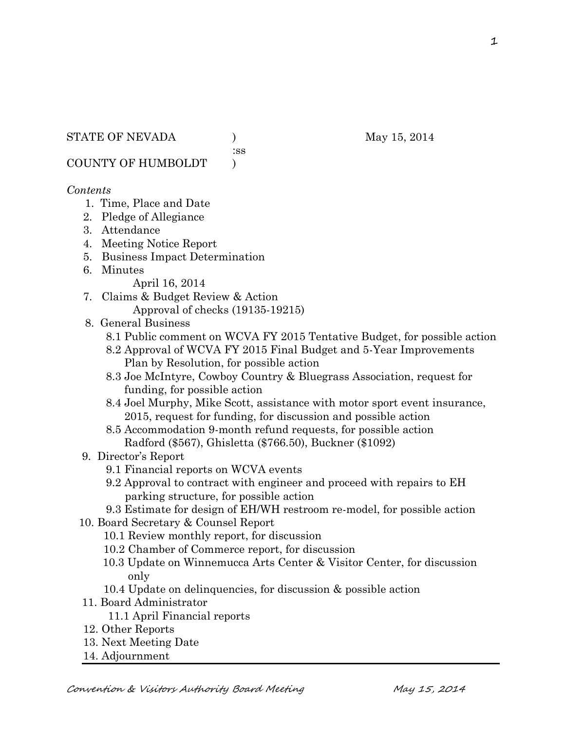STATE OF NEVADA )                    May 15, 2014
:ss
COUNTY OF HUMBOLDT )

*Contents*

1. Time, Place and Date
2. Pledge of Allegiance
3. Attendance
4. Meeting Notice Report
5. Business Impact Determination
6. Minutes
   - April 16, 2014
7. Claims & Budget Review & Action
   - Approval of checks (19135-19215)
8. General Business
   - 8.1 Public comment on WCVA FY 2015 Tentative Budget, for possible action
   - 8.2 Approval of WCVA FY 2015 Final Budget and 5-Year Improvements Plan by Resolution, for possible action
   - 8.3 Joe McIntyre, Cowboy Country & Bluegrass Association, request for funding, for possible action
   - 8.4 Joel Murphy, Mike Scott, assistance with motor sport event insurance, 2015, request for funding, for discussion and possible action
   - 8.5 Accommodation 9-month refund requests, for possible action Radford ($567), Ghisletta ($766.50), Buckner ($1092)
9. Director's Report
   - 9.1 Financial reports on WCVA events
   - 9.2 Approval to contract with engineer and proceed with repairs to EH parking structure, for possible action
   - 9.3 Estimate for design of EH/WH restroom re-model, for possible action
10. Board Secretary & Counsel Report
    - 10.1 Review monthly report, for discussion
    - 10.2 Chamber of Commerce report, for discussion
    - 10.3 Update on Winnemucca Arts Center & Visitor Center, for discussion only
    - 10.4 Update on delinquencies, for discussion & possible action
11. Board Administrator
    - 11.1 April Financial reports
12. Other Reports
13. Next Meeting Date
14. Adjournment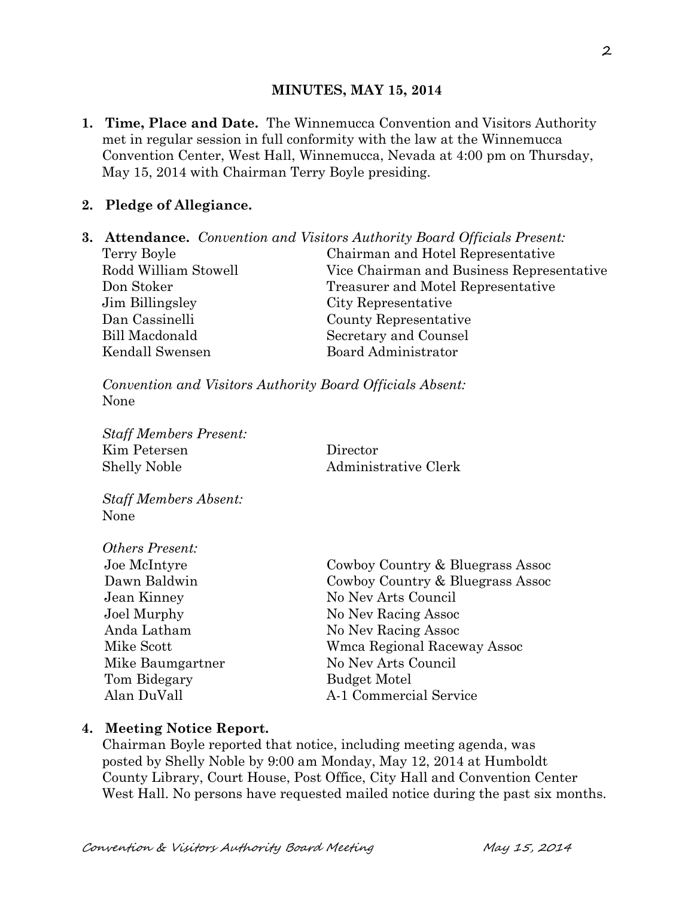## MINUTES, MAY 15, 2014

1. **Time, Place and Date.** The Winnemucca Convention and Visitors Authority met in regular session in full conformity with the law at the Winnemucca Convention Center, West Hall, Winnemucca, Nevada at 4:00 pm on Thursday, May 15, 2014 with Chairman Terry Boyle presiding.

2. **Pledge of Allegiance.**

3. **Attendance.** *Convention and Visitors Authority Board Officials Present:*

| | |
|---|---|
| Terry Boyle | Chairman and Hotel Representative |
| Rodd William Stowell | Vice Chairman and Business Representative |
| Don Stoker | Treasurer and Motel Representative |
| Jim Billingsley | City Representative |
| Dan Cassinelli | County Representative |
| Bill Macdonald | Secretary and Counsel |
| Kendall Swensen | Board Administrator |

*Convention and Visitors Authority Board Officials Absent:*
None

*Staff Members Present:*

| | |
|---|---|
| Kim Petersen | Director |
| Shelly Noble | Administrative Clerk |

*Staff Members Absent:*
None

*Others Present:*

| | |
|---|---|
| Joe McIntyre | Cowboy Country & Bluegrass Assoc |
| Dawn Baldwin | Cowboy Country & Bluegrass Assoc |
| Jean Kinney | No Nev Arts Council |
| Joel Murphy | No Nev Racing Assoc |
| Anda Latham | No Nev Racing Assoc |
| Mike Scott | Wmca Regional Raceway Assoc |
| Mike Baumgartner | No Nev Arts Council |
| Tom Bidegary | Budget Motel |
| Alan DuVall | A-1 Commercial Service |

4. **Meeting Notice Report.**
Chairman Boyle reported that notice, including meeting agenda, was posted by Shelly Noble by 9:00 am Monday, May 12, 2014 at Humboldt County Library, Court House, Post Office, City Hall and Convention Center West Hall. No persons have requested mailed notice during the past six months.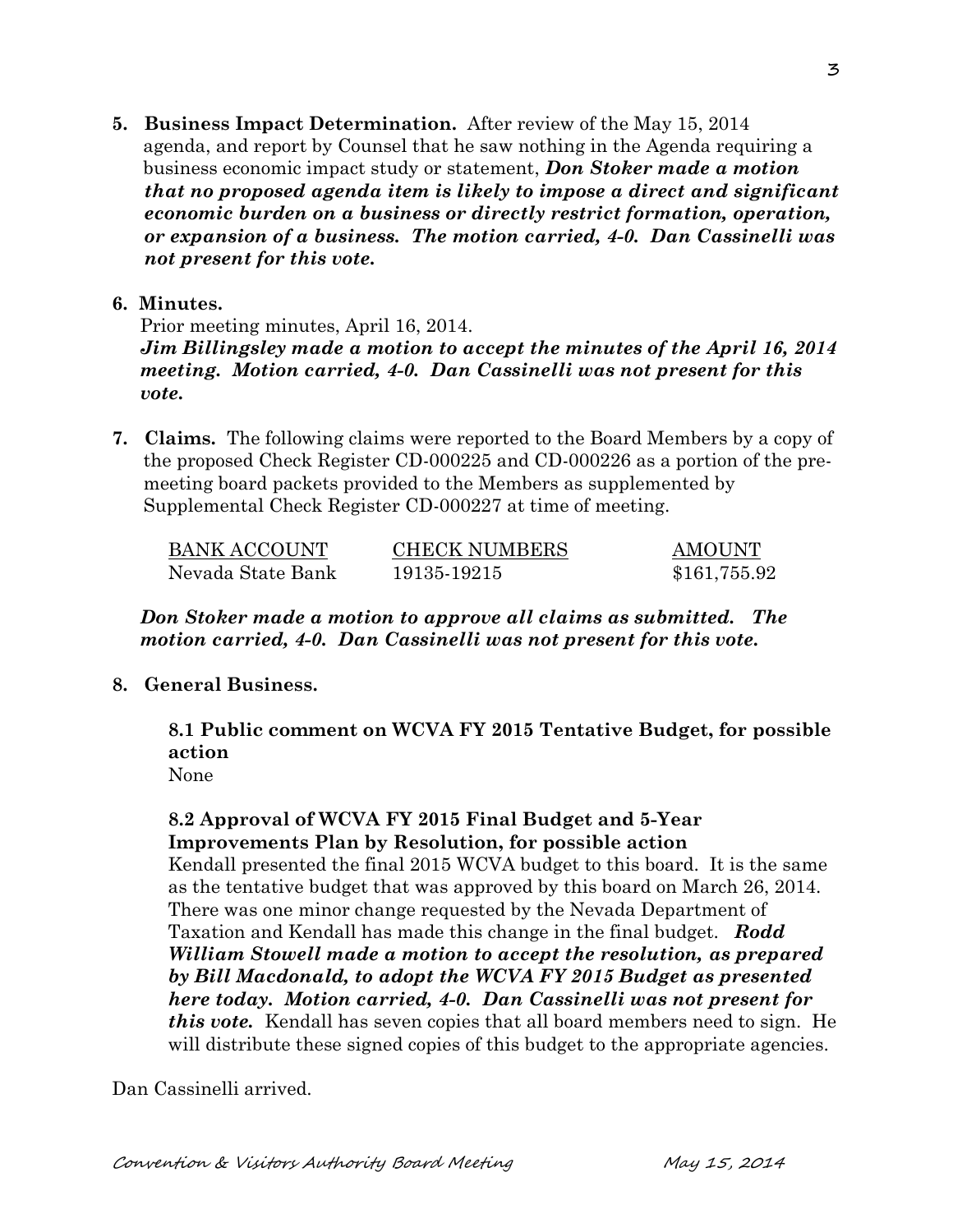**5. Business Impact Determination.** After review of the May 15, 2014 agenda, and report by Counsel that he saw nothing in the Agenda requiring a business economic impact study or statement, ***Don Stoker made a motion that no proposed agenda item is likely to impose a direct and significant economic burden on a business or directly restrict formation, operation, or expansion of a business. The motion carried, 4-0. Dan Cassinelli was not present for this vote.***

**6. Minutes.**

Prior meeting minutes, April 16, 2014.

***Jim Billingsley made a motion to accept the minutes of the April 16, 2014 meeting. Motion carried, 4-0. Dan Cassinelli was not present for this vote.***

**7. Claims.** The following claims were reported to the Board Members by a copy of the proposed Check Register CD-000225 and CD-000226 as a portion of the pre-meeting board packets provided to the Members as supplemented by Supplemental Check Register CD-000227 at time of meeting.

| BANK ACCOUNT | CHECK NUMBERS | AMOUNT |
|---|---|---|
| Nevada State Bank | 19135-19215 | $161,755.92 |

***Don Stoker made a motion to approve all claims as submitted. The motion carried, 4-0. Dan Cassinelli was not present for this vote.***

**8. General Business.**

**8.1 Public comment on WCVA FY 2015 Tentative Budget, for possible action**

None

**8.2 Approval of WCVA FY 2015 Final Budget and 5-Year Improvements Plan by Resolution, for possible action**

Kendall presented the final 2015 WCVA budget to this board. It is the same as the tentative budget that was approved by this board on March 26, 2014. There was one minor change requested by the Nevada Department of Taxation and Kendall has made this change in the final budget. ***Rodd William Stowell made a motion to accept the resolution, as prepared by Bill Macdonald, to adopt the WCVA FY 2015 Budget as presented here today. Motion carried, 4-0. Dan Cassinelli was not present for this vote.*** Kendall has seven copies that all board members need to sign. He will distribute these signed copies of this budget to the appropriate agencies.

Dan Cassinelli arrived.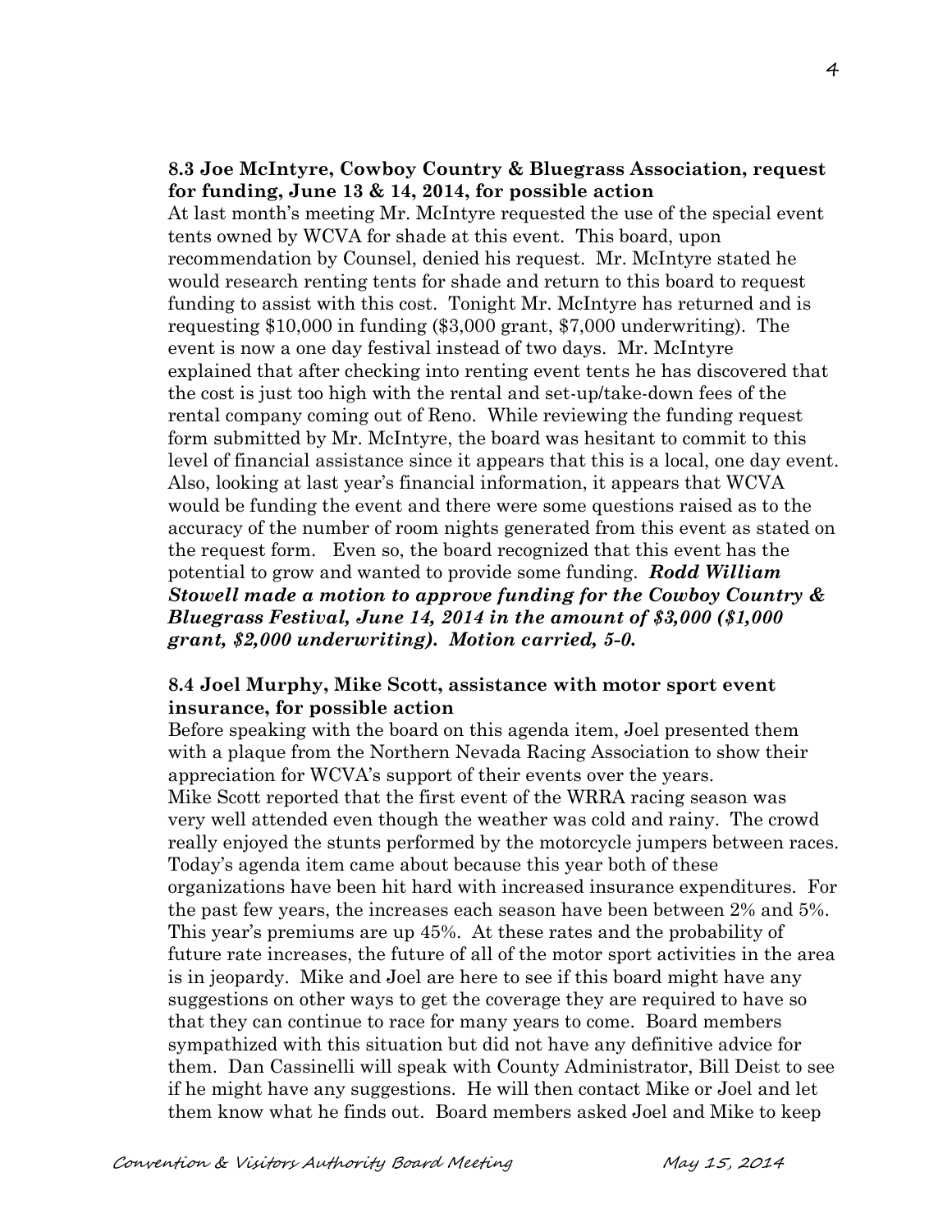**8.3 Joe McIntyre, Cowboy Country & Bluegrass Association, request for funding, June 13 & 14, 2014, for possible action**

At last month's meeting Mr. McIntyre requested the use of the special event tents owned by WCVA for shade at this event. This board, upon recommendation by Counsel, denied his request. Mr. McIntyre stated he would research renting tents for shade and return to this board to request funding to assist with this cost. Tonight Mr. McIntyre has returned and is requesting $10,000 in funding ($3,000 grant, $7,000 underwriting). The event is now a one day festival instead of two days. Mr. McIntyre explained that after checking into renting event tents he has discovered that the cost is just too high with the rental and set-up/take-down fees of the rental company coming out of Reno. While reviewing the funding request form submitted by Mr. McIntyre, the board was hesitant to commit to this level of financial assistance since it appears that this is a local, one day event. Also, looking at last year's financial information, it appears that WCVA would be funding the event and there were some questions raised as to the accuracy of the number of room nights generated from this event as stated on the request form. Even so, the board recognized that this event has the potential to grow and wanted to provide some funding. ***Rodd William Stowell made a motion to approve funding for the Cowboy Country & Bluegrass Festival, June 14, 2014 in the amount of $3,000 ($1,000 grant, $2,000 underwriting). Motion carried, 5-0.***

**8.4 Joel Murphy, Mike Scott, assistance with motor sport event insurance, for possible action**

Before speaking with the board on this agenda item, Joel presented them with a plaque from the Northern Nevada Racing Association to show their appreciation for WCVA's support of their events over the years.

Mike Scott reported that the first event of the WRRA racing season was very well attended even though the weather was cold and rainy. The crowd really enjoyed the stunts performed by the motorcycle jumpers between races. Today's agenda item came about because this year both of these organizations have been hit hard with increased insurance expenditures. For the past few years, the increases each season have been between 2% and 5%. This year's premiums are up 45%. At these rates and the probability of future rate increases, the future of all of the motor sport activities in the area is in jeopardy. Mike and Joel are here to see if this board might have any suggestions on other ways to get the coverage they are required to have so that they can continue to race for many years to come. Board members sympathized with this situation but did not have any definitive advice for them. Dan Cassinelli will speak with County Administrator, Bill Deist to see if he might have any suggestions. He will then contact Mike or Joel and let them know what he finds out. Board members asked Joel and Mike to keep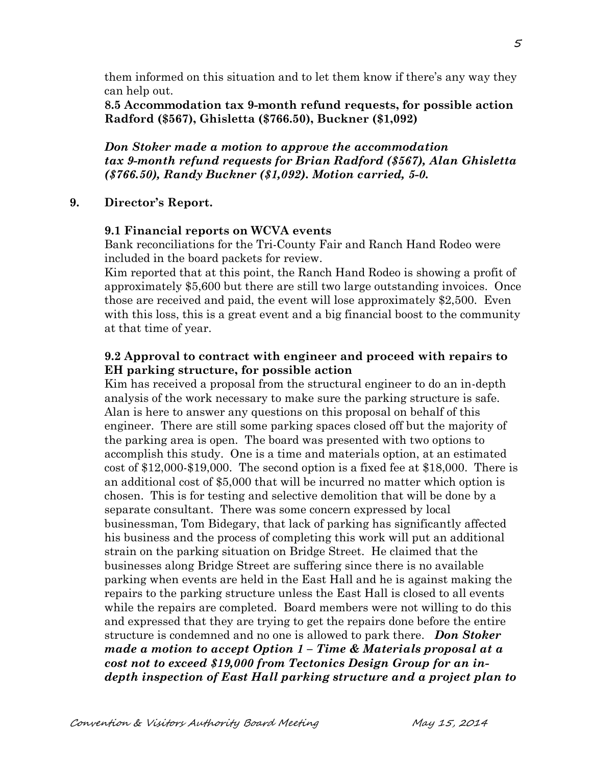them informed on this situation and to let them know if there's any way they can help out.

**8.5 Accommodation tax 9-month refund requests, for possible action Radford ($567), Ghisletta ($766.50), Buckner ($1,092)**

***Don Stoker made a motion to approve the accommodation tax 9-month refund requests for Brian Radford ($567), Alan Ghisletta ($766.50), Randy Buckner ($1,092). Motion carried, 5-0.***

## 9. Director's Report.

**9.1 Financial reports on WCVA events**

Bank reconciliations for the Tri-County Fair and Ranch Hand Rodeo were included in the board packets for review.

Kim reported that at this point, the Ranch Hand Rodeo is showing a profit of approximately $5,600 but there are still two large outstanding invoices. Once those are received and paid, the event will lose approximately $2,500. Even with this loss, this is a great event and a big financial boost to the community at that time of year.

**9.2 Approval to contract with engineer and proceed with repairs to EH parking structure, for possible action**

Kim has received a proposal from the structural engineer to do an in-depth analysis of the work necessary to make sure the parking structure is safe. Alan is here to answer any questions on this proposal on behalf of this engineer. There are still some parking spaces closed off but the majority of the parking area is open. The board was presented with two options to accomplish this study. One is a time and materials option, at an estimated cost of $12,000-$19,000. The second option is a fixed fee at $18,000. There is an additional cost of $5,000 that will be incurred no matter which option is chosen. This is for testing and selective demolition that will be done by a separate consultant. There was some concern expressed by local businessman, Tom Bidegary, that lack of parking has significantly affected his business and the process of completing this work will put an additional strain on the parking situation on Bridge Street. He claimed that the businesses along Bridge Street are suffering since there is no available parking when events are held in the East Hall and he is against making the repairs to the parking structure unless the East Hall is closed to all events while the repairs are completed. Board members were not willing to do this and expressed that they are trying to get the repairs done before the entire structure is condemned and no one is allowed to park there. ***Don Stoker made a motion to accept Option 1 – Time & Materials proposal at a cost not to exceed $19,000 from Tectonics Design Group for an in-depth inspection of East Hall parking structure and a project plan to***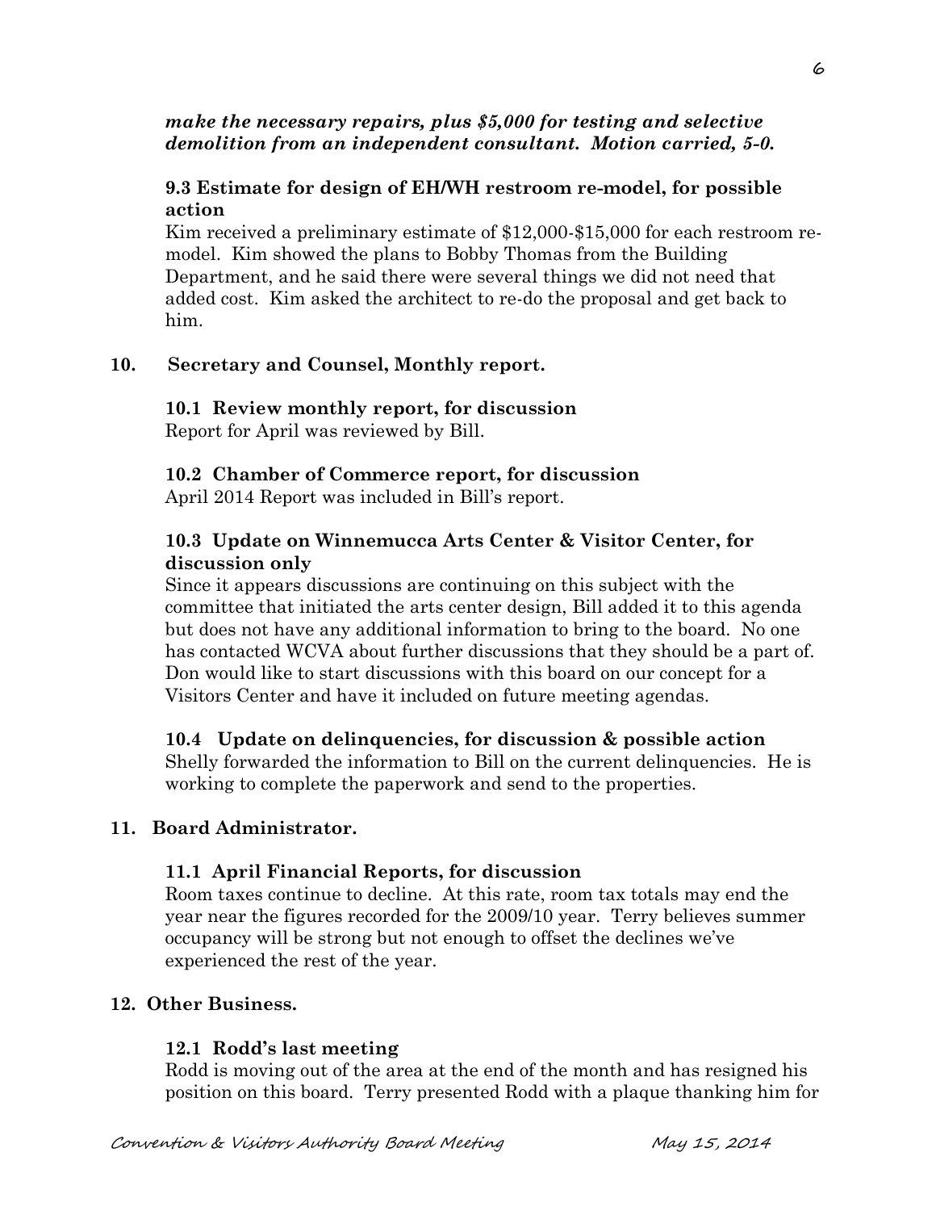***make the necessary repairs, plus $5,000 for testing and selective demolition from an independent consultant. Motion carried, 5-0.***

**9.3 Estimate for design of EH/WH restroom re-model, for possible action**

Kim received a preliminary estimate of $12,000-$15,000 for each restroom re-model. Kim showed the plans to Bobby Thomas from the Building Department, and he said there were several things we did not need that added cost. Kim asked the architect to re-do the proposal and get back to him.

## 10. Secretary and Counsel, Monthly report.

**10.1 Review monthly report, for discussion**

Report for April was reviewed by Bill.

**10.2 Chamber of Commerce report, for discussion**

April 2014 Report was included in Bill's report.

**10.3 Update on Winnemucca Arts Center & Visitor Center, for discussion only**

Since it appears discussions are continuing on this subject with the committee that initiated the arts center design, Bill added it to this agenda but does not have any additional information to bring to the board. No one has contacted WCVA about further discussions that they should be a part of. Don would like to start discussions with this board on our concept for a Visitors Center and have it included on future meeting agendas.

**10.4 Update on delinquencies, for discussion & possible action**

Shelly forwarded the information to Bill on the current delinquencies. He is working to complete the paperwork and send to the properties.

## 11. Board Administrator.

**11.1 April Financial Reports, for discussion**

Room taxes continue to decline. At this rate, room tax totals may end the year near the figures recorded for the 2009/10 year. Terry believes summer occupancy will be strong but not enough to offset the declines we've experienced the rest of the year.

## 12. Other Business.

**12.1 Rodd's last meeting**

Rodd is moving out of the area at the end of the month and has resigned his position on this board. Terry presented Rodd with a plaque thanking him for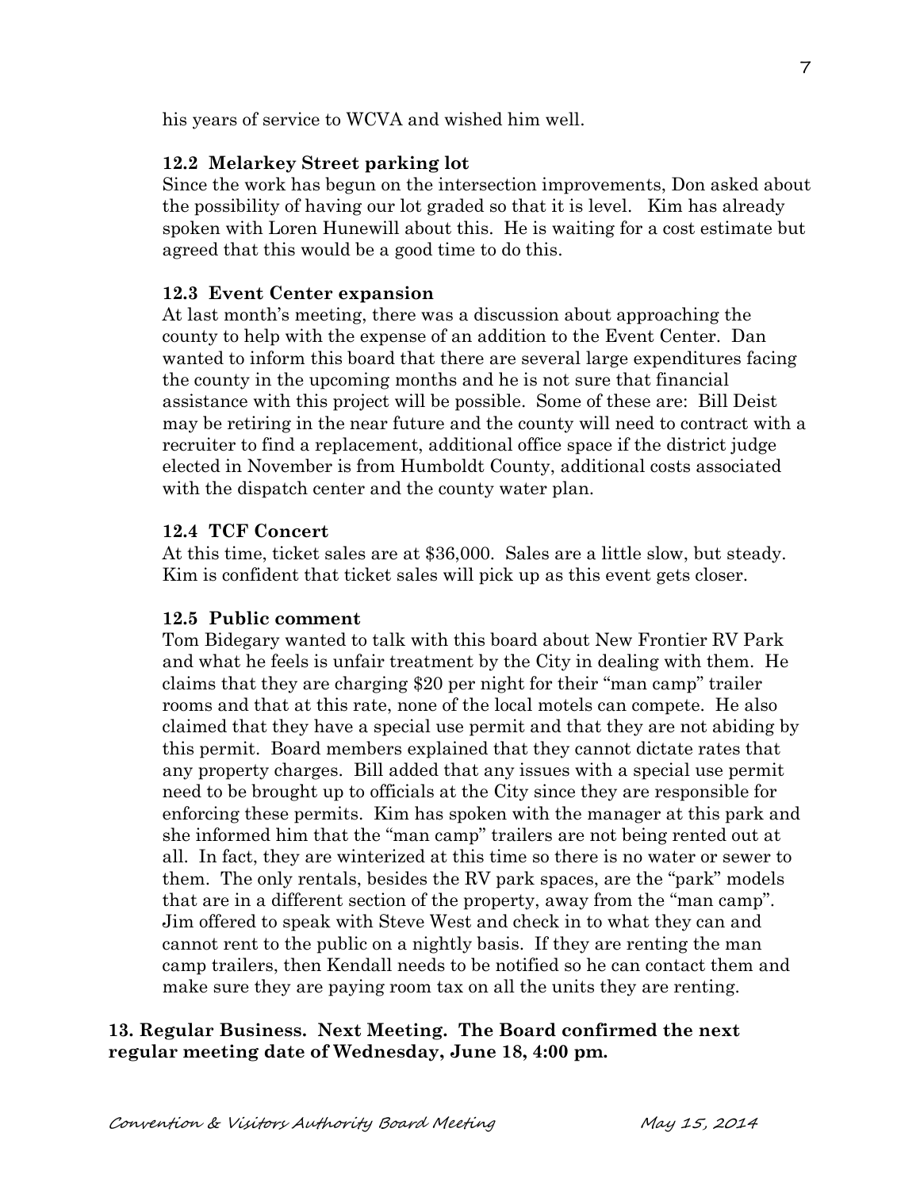his years of service to WCVA and wished him well.

### 12.2 Melarkey Street parking lot

Since the work has begun on the intersection improvements, Don asked about the possibility of having our lot graded so that it is level. Kim has already spoken with Loren Hunewill about this. He is waiting for a cost estimate but agreed that this would be a good time to do this.

### 12.3 Event Center expansion

At last month's meeting, there was a discussion about approaching the county to help with the expense of an addition to the Event Center. Dan wanted to inform this board that there are several large expenditures facing the county in the upcoming months and he is not sure that financial assistance with this project will be possible. Some of these are: Bill Deist may be retiring in the near future and the county will need to contract with a recruiter to find a replacement, additional office space if the district judge elected in November is from Humboldt County, additional costs associated with the dispatch center and the county water plan.

### 12.4 TCF Concert

At this time, ticket sales are at $36,000. Sales are a little slow, but steady. Kim is confident that ticket sales will pick up as this event gets closer.

### 12.5 Public comment

Tom Bidegary wanted to talk with this board about New Frontier RV Park and what he feels is unfair treatment by the City in dealing with them. He claims that they are charging $20 per night for their "man camp" trailer rooms and that at this rate, none of the local motels can compete. He also claimed that they have a special use permit and that they are not abiding by this permit. Board members explained that they cannot dictate rates that any property charges. Bill added that any issues with a special use permit need to be brought up to officials at the City since they are responsible for enforcing these permits. Kim has spoken with the manager at this park and she informed him that the "man camp" trailers are not being rented out at all. In fact, they are winterized at this time so there is no water or sewer to them. The only rentals, besides the RV park spaces, are the "park" models that are in a different section of the property, away from the "man camp". Jim offered to speak with Steve West and check in to what they can and cannot rent to the public on a nightly basis. If they are renting the man camp trailers, then Kendall needs to be notified so he can contact them and make sure they are paying room tax on all the units they are renting.

**13. Regular Business. Next Meeting. The Board confirmed the next regular meeting date of Wednesday, June 18, 4:00 pm.**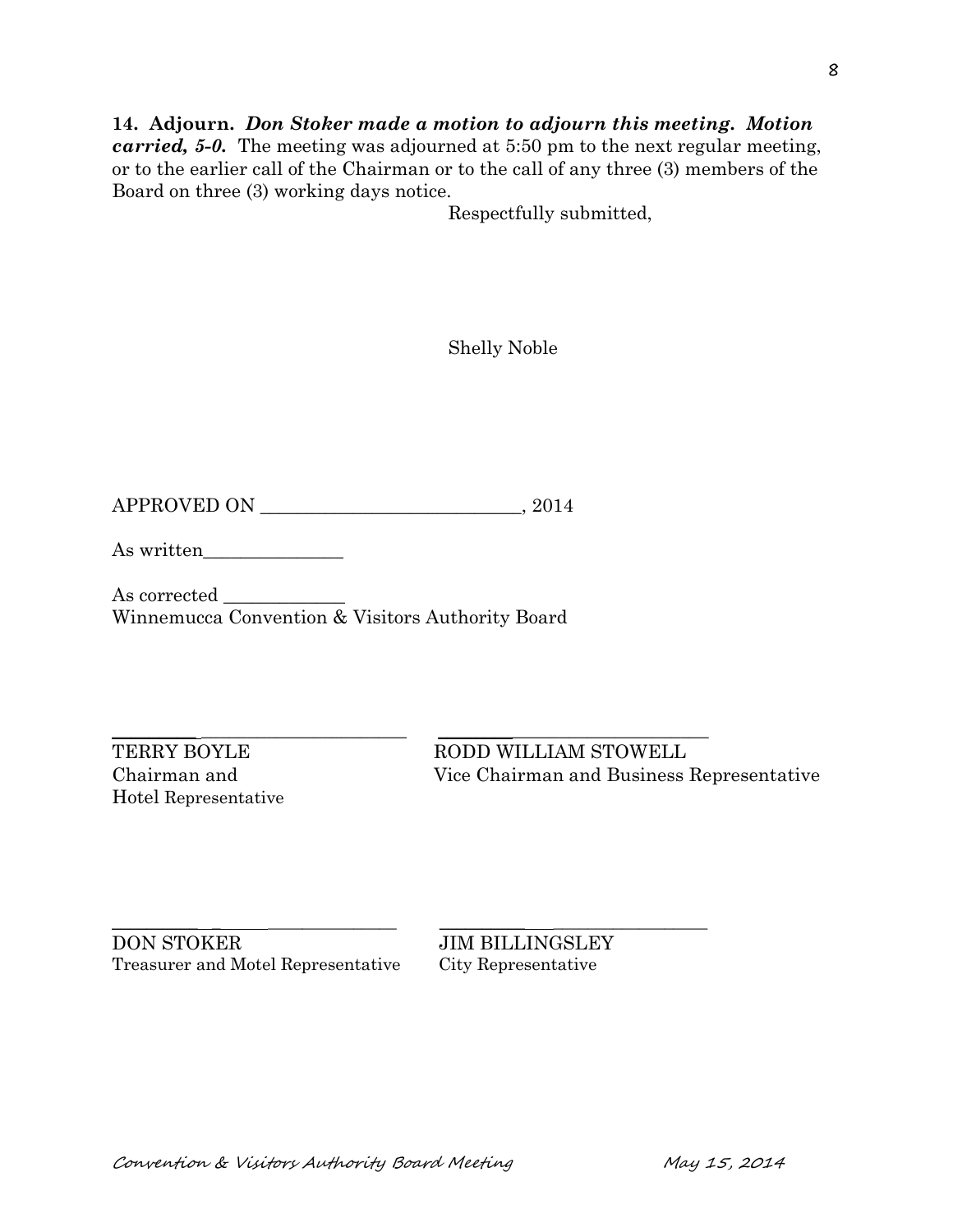**14. Adjourn.** ***Don Stoker made a motion to adjourn this meeting. Motion carried, 5-0.*** The meeting was adjourned at 5:50 pm to the next regular meeting, or to the earlier call of the Chairman or to the call of any three (3) members of the Board on three (3) working days notice.

Respectfully submitted,

Shelly Noble

APPROVED ON ____________________________, 2014

As written_______________

As corrected _____________
Winnemucca Convention & Visitors Authority Board

________________________________
TERRY BOYLE
Chairman and
Hotel Representative

________________________________
RODD WILLIAM STOWELL
Vice Chairman and Business Representative

________________________________
DON STOKER
Treasurer and Motel Representative

________________________________
JIM BILLINGSLEY
City Representative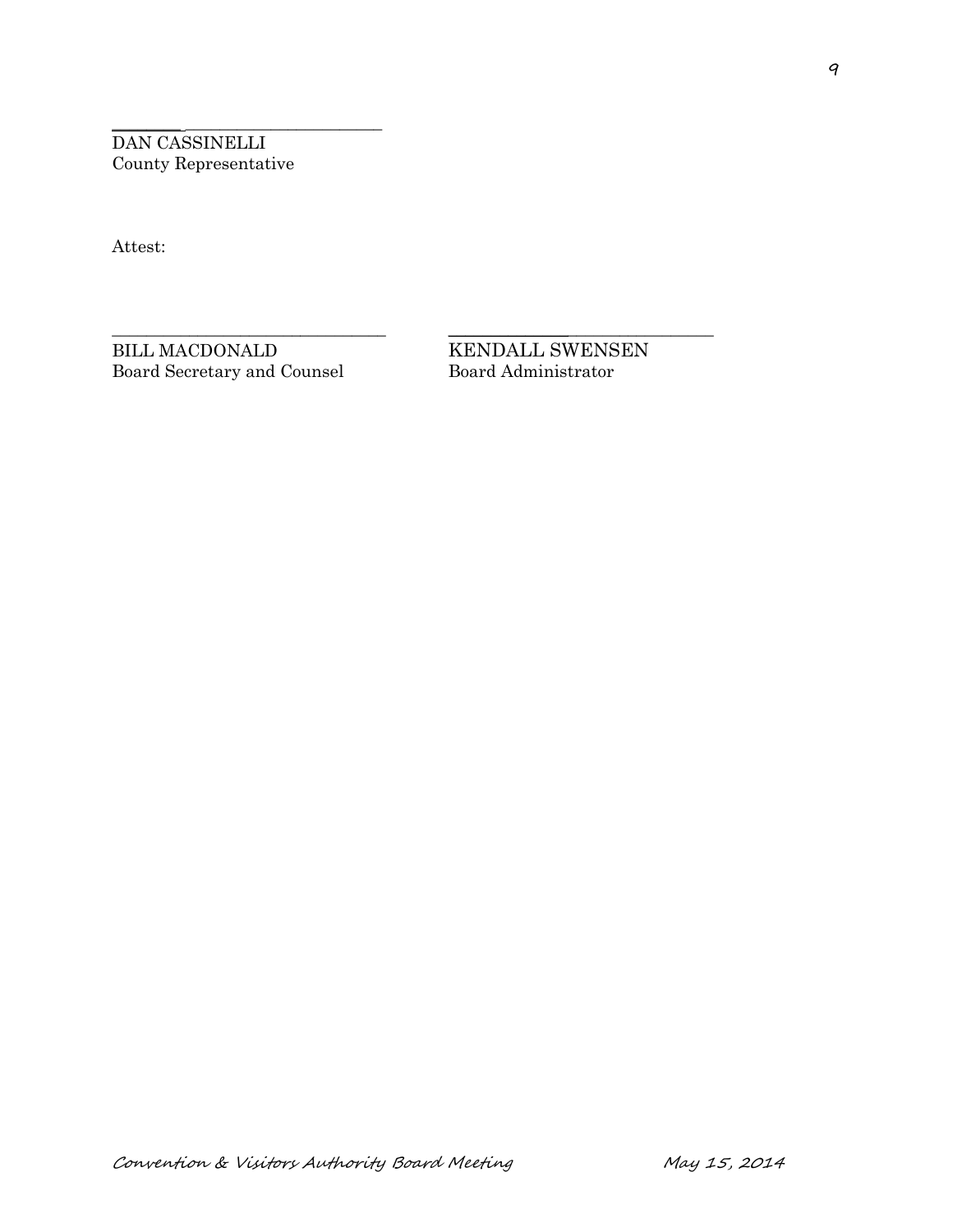\_\_\_\_\_\_\_\_\_\_\_\_\_\_\_\_\_\_\_\_\_\_\_\_\_\_\_\_\_\_\_\_

DAN CASSINELLI
County Representative

Attest:

\_\_\_\_\_\_\_\_\_\_\_\_\_\_\_\_\_\_\_\_\_\_\_\_\_\_\_\_\_\_\_\_

BILL MACDONALD
Board Secretary and Counsel

\_\_\_\_\_\_\_\_\_\_\_\_\_\_\_\_\_\_\_\_\_\_\_\_\_\_\_\_\_\_\_\_

KENDALL SWENSEN
Board Administrator